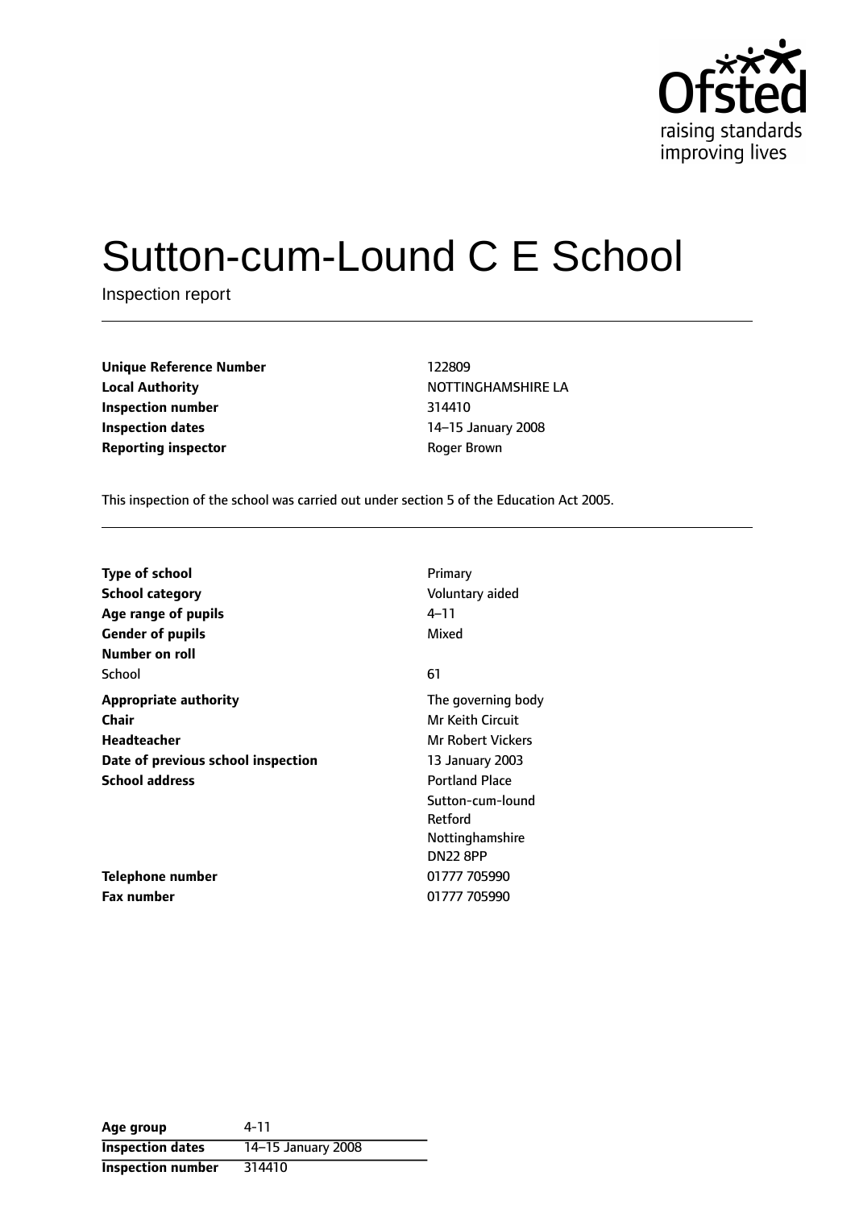# Sutton-cum-Lound C E School

Inspection report

| | |
|---|---|
| **Unique Reference Number** | 122809 |
| **Local Authority** | NOTTINGHAMSHIRE LA |
| **Inspection number** | 314410 |
| **Inspection dates** | 14–15 January 2008 |
| **Reporting inspector** | Roger Brown |

This inspection of the school was carried out under section 5 of the Education Act 2005.

| | |
|---|---|
| **Type of school** | Primary |
| **School category** | Voluntary aided |
| **Age range of pupils** | 4–11 |
| **Gender of pupils** | Mixed |
| **Number on roll** | |
| School | 61 |
| **Appropriate authority** | The governing body |
| **Chair** | Mr Keith Circuit |
| **Headteacher** | Mr Robert Vickers |
| **Date of previous school inspection** | 13 January 2003 |
| **School address** | Portland Place<br>Sutton-cum-lound<br>Retford<br>Nottinghamshire<br>DN22 8PP |
| **Telephone number** | 01777 705990 |
| **Fax number** | 01777 705990 |

| | |
|---|---|
| **Age group** | 4-11 |
| **Inspection dates** | 14–15 January 2008 |
| **Inspection number** | 314410 |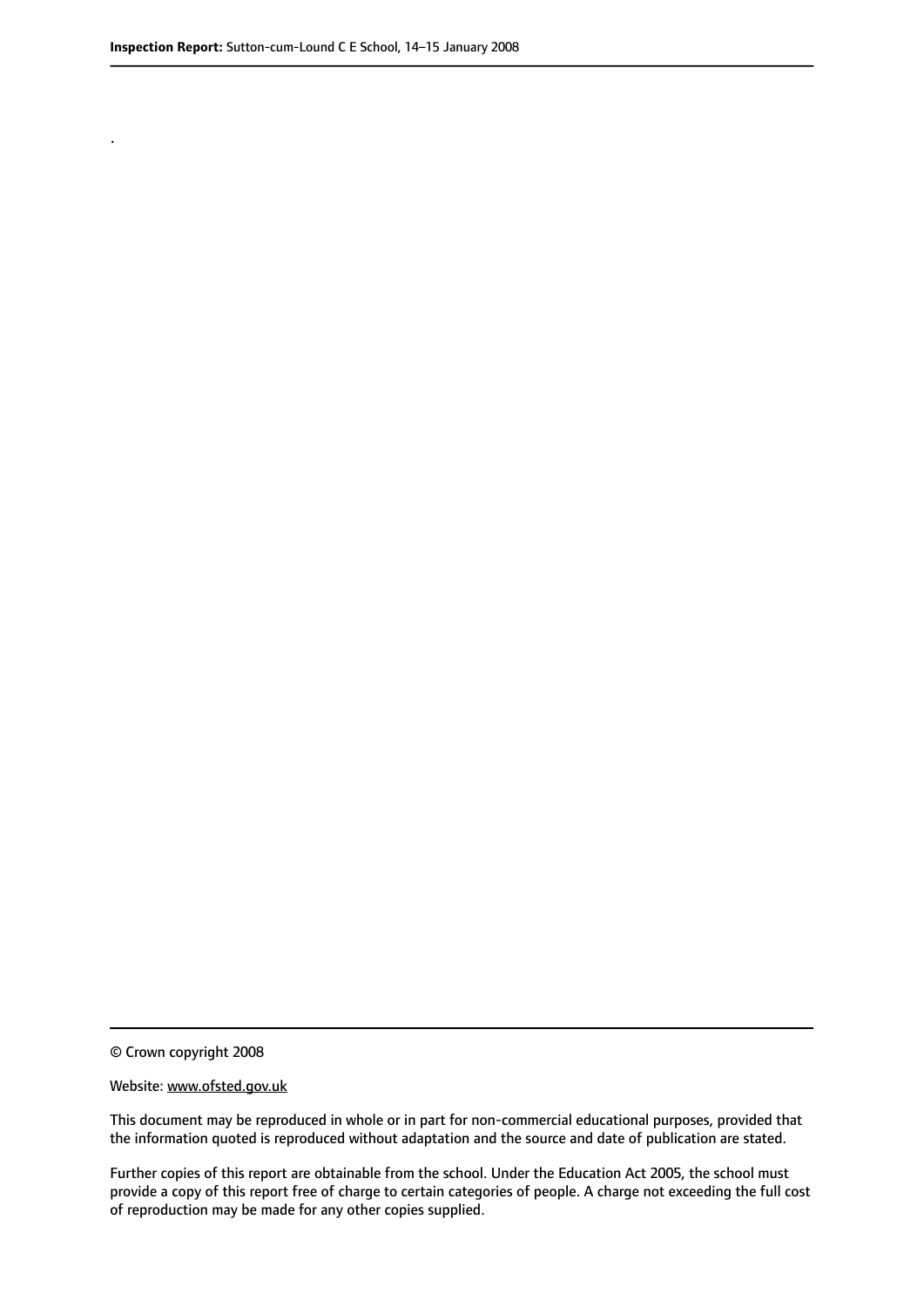.

© Crown copyright 2008

Website: www.ofsted.gov.uk

This document may be reproduced in whole or in part for non-commercial educational purposes, provided that the information quoted is reproduced without adaptation and the source and date of publication are stated.

Further copies of this report are obtainable from the school. Under the Education Act 2005, the school must provide a copy of this report free of charge to certain categories of people. A charge not exceeding the full cost of reproduction may be made for any other copies supplied.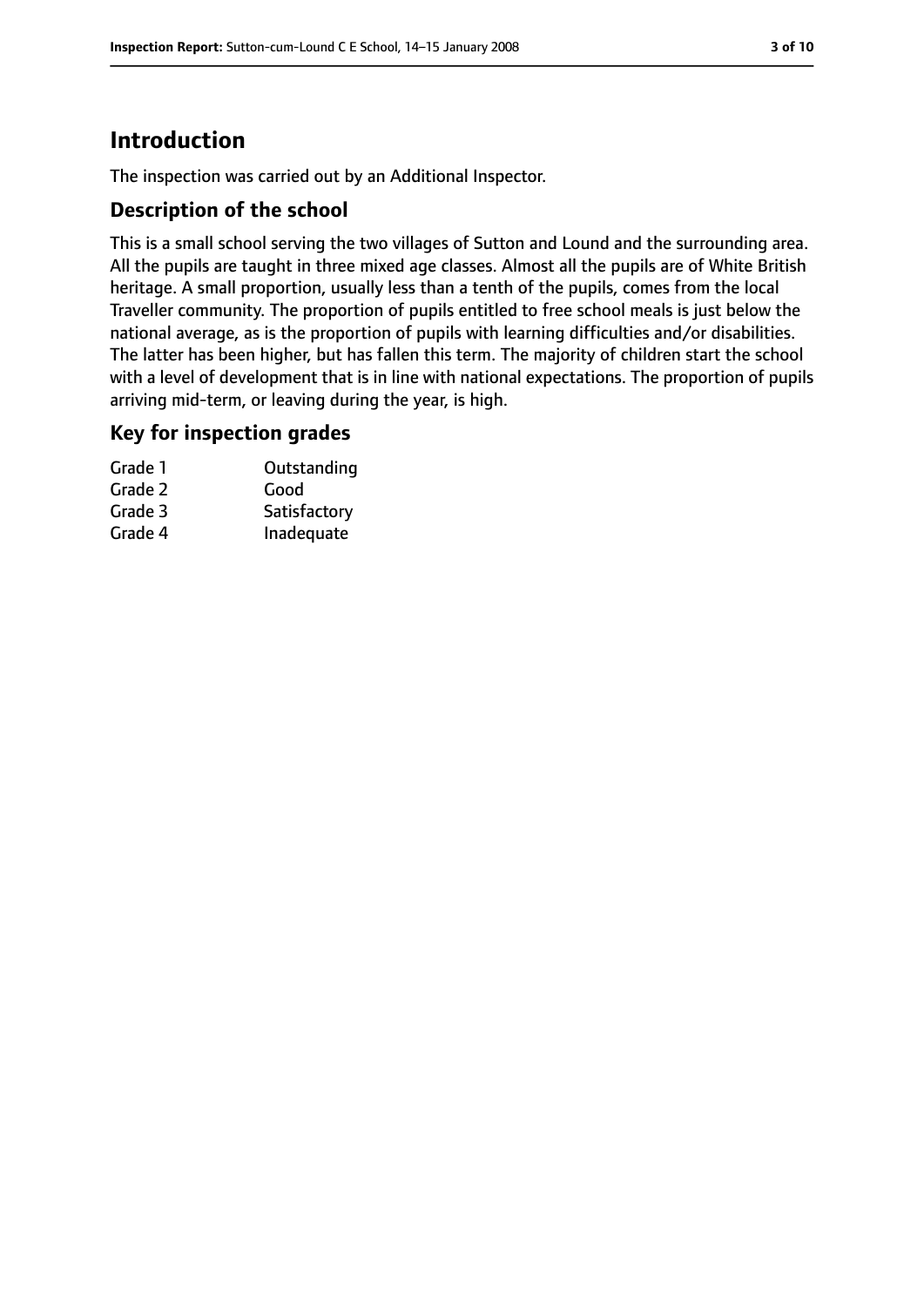# Introduction

The inspection was carried out by an Additional Inspector.

## Description of the school

This is a small school serving the two villages of Sutton and Lound and the surrounding area. All the pupils are taught in three mixed age classes. Almost all the pupils are of White British heritage. A small proportion, usually less than a tenth of the pupils, comes from the local Traveller community. The proportion of pupils entitled to free school meals is just below the national average, as is the proportion of pupils with learning difficulties and/or disabilities. The latter has been higher, but has fallen this term. The majority of children start the school with a level of development that is in line with national expectations. The proportion of pupils arriving mid-term, or leaving during the year, is high.

## Key for inspection grades

| | |
|---|---|
| Grade 1 | Outstanding |
| Grade 2 | Good |
| Grade 3 | Satisfactory |
| Grade 4 | Inadequate |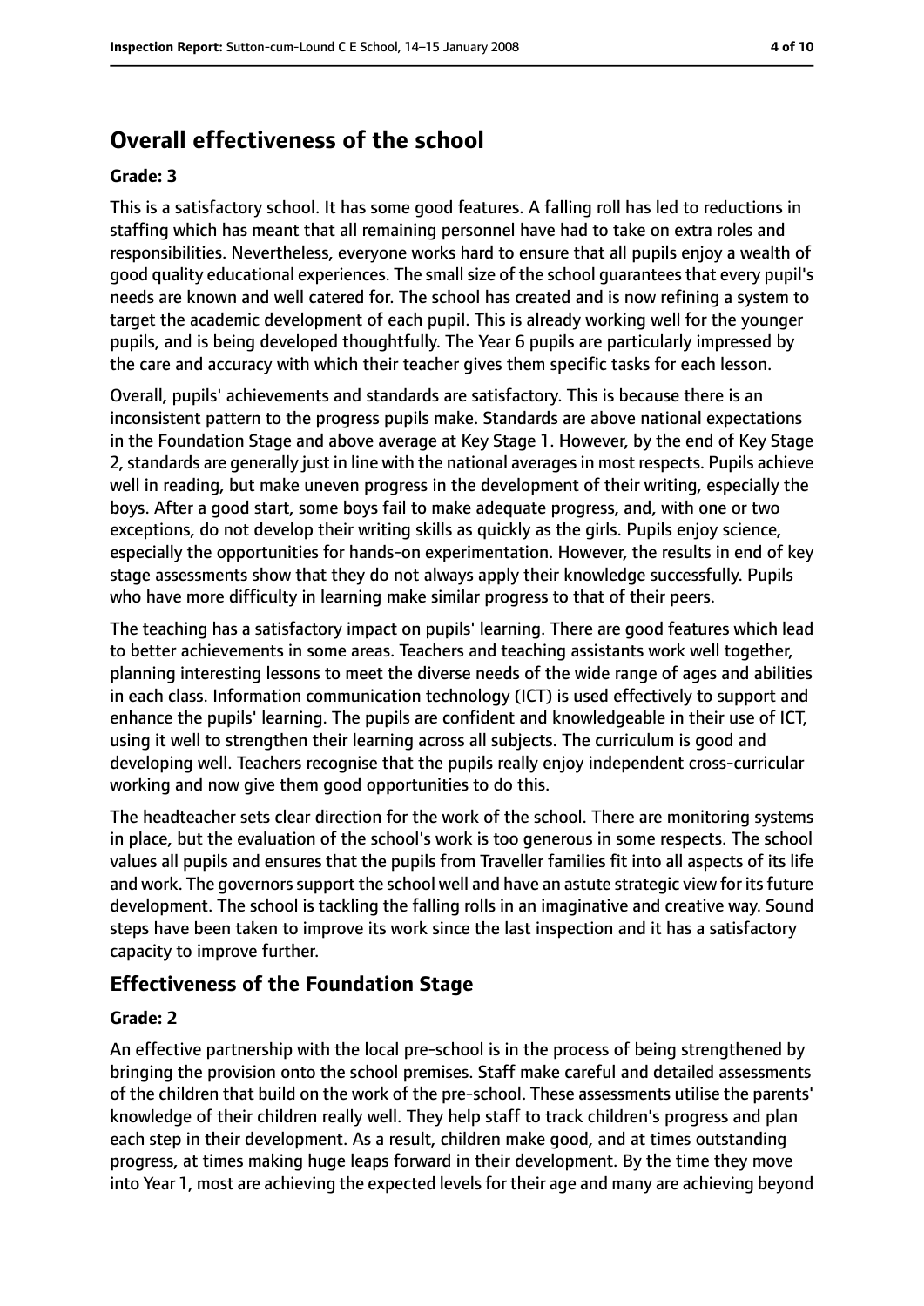## Overall effectiveness of the school

### Grade: 3

This is a satisfactory school. It has some good features. A falling roll has led to reductions in staffing which has meant that all remaining personnel have had to take on extra roles and responsibilities. Nevertheless, everyone works hard to ensure that all pupils enjoy a wealth of good quality educational experiences. The small size of the school guarantees that every pupil's needs are known and well catered for. The school has created and is now refining a system to target the academic development of each pupil. This is already working well for the younger pupils, and is being developed thoughtfully. The Year 6 pupils are particularly impressed by the care and accuracy with which their teacher gives them specific tasks for each lesson.

Overall, pupils' achievements and standards are satisfactory. This is because there is an inconsistent pattern to the progress pupils make. Standards are above national expectations in the Foundation Stage and above average at Key Stage 1. However, by the end of Key Stage 2, standards are generally just in line with the national averages in most respects. Pupils achieve well in reading, but make uneven progress in the development of their writing, especially the boys. After a good start, some boys fail to make adequate progress, and, with one or two exceptions, do not develop their writing skills as quickly as the girls. Pupils enjoy science, especially the opportunities for hands-on experimentation. However, the results in end of key stage assessments show that they do not always apply their knowledge successfully. Pupils who have more difficulty in learning make similar progress to that of their peers.

The teaching has a satisfactory impact on pupils' learning. There are good features which lead to better achievements in some areas. Teachers and teaching assistants work well together, planning interesting lessons to meet the diverse needs of the wide range of ages and abilities in each class. Information communication technology (ICT) is used effectively to support and enhance the pupils' learning. The pupils are confident and knowledgeable in their use of ICT, using it well to strengthen their learning across all subjects. The curriculum is good and developing well. Teachers recognise that the pupils really enjoy independent cross-curricular working and now give them good opportunities to do this.

The headteacher sets clear direction for the work of the school. There are monitoring systems in place, but the evaluation of the school's work is too generous in some respects. The school values all pupils and ensures that the pupils from Traveller families fit into all aspects of its life and work. The governors support the school well and have an astute strategic view for its future development. The school is tackling the falling rolls in an imaginative and creative way. Sound steps have been taken to improve its work since the last inspection and it has a satisfactory capacity to improve further.

## Effectiveness of the Foundation Stage

### Grade: 2

An effective partnership with the local pre-school is in the process of being strengthened by bringing the provision onto the school premises. Staff make careful and detailed assessments of the children that build on the work of the pre-school. These assessments utilise the parents' knowledge of their children really well. They help staff to track children's progress and plan each step in their development. As a result, children make good, and at times outstanding progress, at times making huge leaps forward in their development. By the time they move into Year 1, most are achieving the expected levels for their age and many are achieving beyond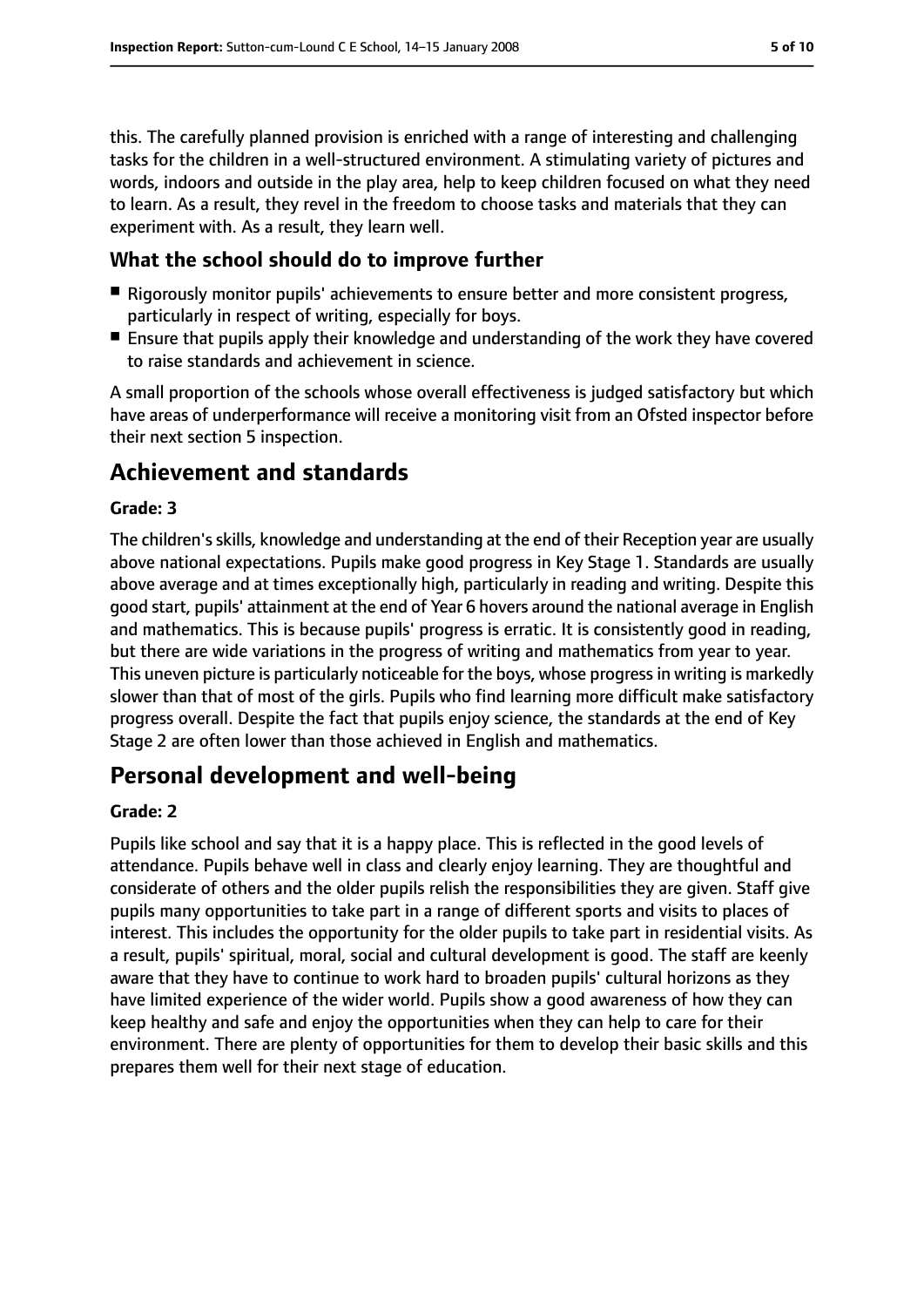this. The carefully planned provision is enriched with a range of interesting and challenging tasks for the children in a well-structured environment. A stimulating variety of pictures and words, indoors and outside in the play area, help to keep children focused on what they need to learn. As a result, they revel in the freedom to choose tasks and materials that they can experiment with. As a result, they learn well.

### What the school should do to improve further

- Rigorously monitor pupils' achievements to ensure better and more consistent progress, particularly in respect of writing, especially for boys.
- Ensure that pupils apply their knowledge and understanding of the work they have covered to raise standards and achievement in science.

A small proportion of the schools whose overall effectiveness is judged satisfactory but which have areas of underperformance will receive a monitoring visit from an Ofsted inspector before their next section 5 inspection.

## Achievement and standards

**Grade: 3**

The children's skills, knowledge and understanding at the end of their Reception year are usually above national expectations. Pupils make good progress in Key Stage 1. Standards are usually above average and at times exceptionally high, particularly in reading and writing. Despite this good start, pupils' attainment at the end of Year 6 hovers around the national average in English and mathematics. This is because pupils' progress is erratic. It is consistently good in reading, but there are wide variations in the progress of writing and mathematics from year to year. This uneven picture is particularly noticeable for the boys, whose progress in writing is markedly slower than that of most of the girls. Pupils who find learning more difficult make satisfactory progress overall. Despite the fact that pupils enjoy science, the standards at the end of Key Stage 2 are often lower than those achieved in English and mathematics.

## Personal development and well-being

**Grade: 2**

Pupils like school and say that it is a happy place. This is reflected in the good levels of attendance. Pupils behave well in class and clearly enjoy learning. They are thoughtful and considerate of others and the older pupils relish the responsibilities they are given. Staff give pupils many opportunities to take part in a range of different sports and visits to places of interest. This includes the opportunity for the older pupils to take part in residential visits. As a result, pupils' spiritual, moral, social and cultural development is good. The staff are keenly aware that they have to continue to work hard to broaden pupils' cultural horizons as they have limited experience of the wider world. Pupils show a good awareness of how they can keep healthy and safe and enjoy the opportunities when they can help to care for their environment. There are plenty of opportunities for them to develop their basic skills and this prepares them well for their next stage of education.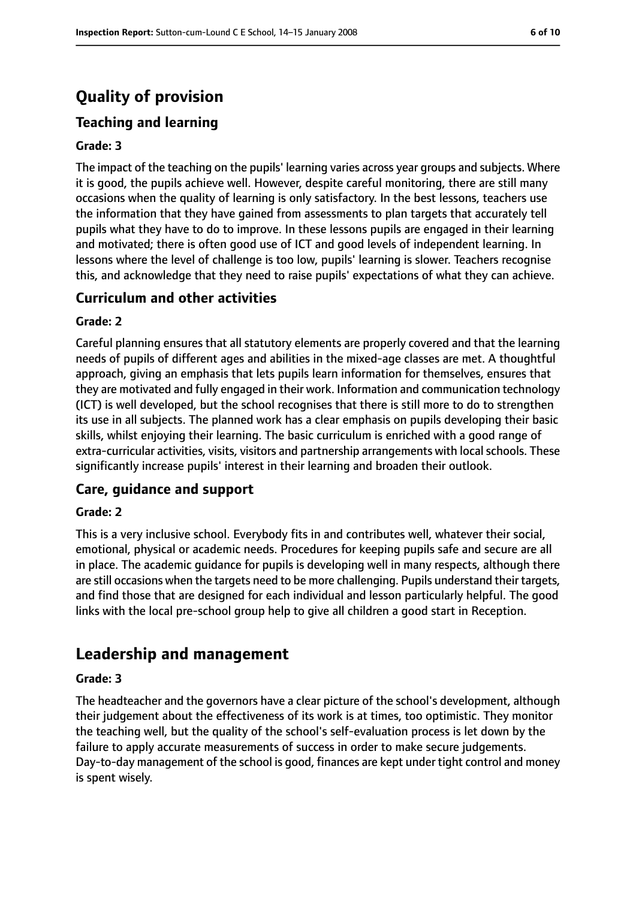# Quality of provision

## Teaching and learning

**Grade: 3**

The impact of the teaching on the pupils' learning varies across year groups and subjects. Where it is good, the pupils achieve well. However, despite careful monitoring, there are still many occasions when the quality of learning is only satisfactory. In the best lessons, teachers use the information that they have gained from assessments to plan targets that accurately tell pupils what they have to do to improve. In these lessons pupils are engaged in their learning and motivated; there is often good use of ICT and good levels of independent learning. In lessons where the level of challenge is too low, pupils' learning is slower. Teachers recognise this, and acknowledge that they need to raise pupils' expectations of what they can achieve.

## Curriculum and other activities

**Grade: 2**

Careful planning ensures that all statutory elements are properly covered and that the learning needs of pupils of different ages and abilities in the mixed-age classes are met. A thoughtful approach, giving an emphasis that lets pupils learn information for themselves, ensures that they are motivated and fully engaged in their work. Information and communication technology (ICT) is well developed, but the school recognises that there is still more to do to strengthen its use in all subjects. The planned work has a clear emphasis on pupils developing their basic skills, whilst enjoying their learning. The basic curriculum is enriched with a good range of extra-curricular activities, visits, visitors and partnership arrangements with local schools. These significantly increase pupils' interest in their learning and broaden their outlook.

## Care, guidance and support

**Grade: 2**

This is a very inclusive school. Everybody fits in and contributes well, whatever their social, emotional, physical or academic needs. Procedures for keeping pupils safe and secure are all in place. The academic guidance for pupils is developing well in many respects, although there are still occasions when the targets need to be more challenging. Pupils understand their targets, and find those that are designed for each individual and lesson particularly helpful. The good links with the local pre-school group help to give all children a good start in Reception.

# Leadership and management

**Grade: 3**

The headteacher and the governors have a clear picture of the school's development, although their judgement about the effectiveness of its work is at times, too optimistic. They monitor the teaching well, but the quality of the school's self-evaluation process is let down by the failure to apply accurate measurements of success in order to make secure judgements. Day-to-day management of the school is good, finances are kept under tight control and money is spent wisely.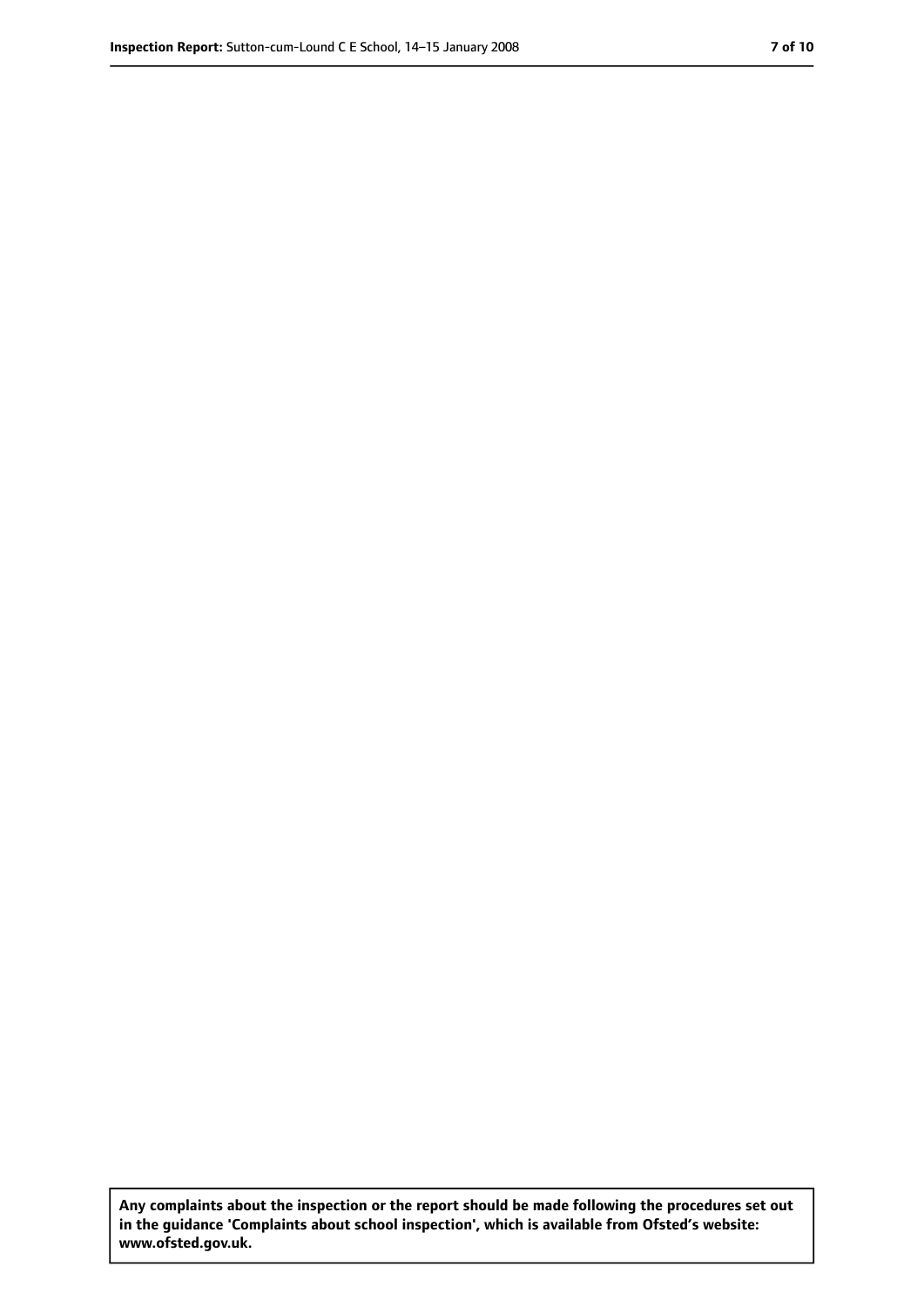**Any complaints about the inspection or the report should be made following the procedures set out in the guidance 'Complaints about school inspection', which is available from Ofsted's website: www.ofsted.gov.uk.**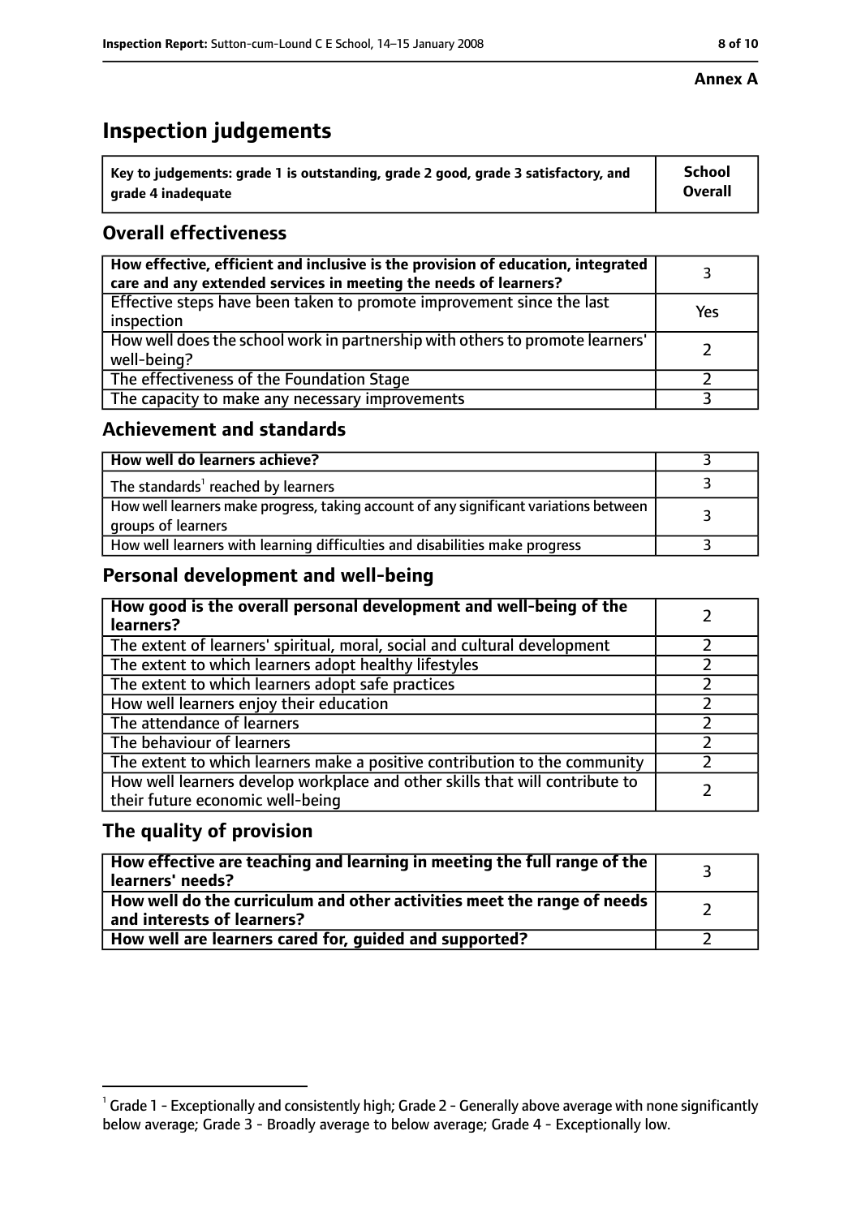**Annex A**

# Inspection judgements

| Key to judgements: grade 1 is outstanding, grade 2 good, grade 3 satisfactory, and grade 4 inadequate | School Overall |
|---|---|

## Overall effectiveness

| | |
|---|---|
| How effective, efficient and inclusive is the provision of education, integrated care and any extended services in meeting the needs of learners? | 3 |
| Effective steps have been taken to promote improvement since the last inspection | Yes |
| How well does the school work in partnership with others to promote learners' well-being? | 2 |
| The effectiveness of the Foundation Stage | 2 |
| The capacity to make any necessary improvements | 3 |

## Achievement and standards

| | |
|---|---|
| How well do learners achieve? | 3 |
| The standards[1] reached by learners | 3 |
| How well learners make progress, taking account of any significant variations between groups of learners | 3 |
| How well learners with learning difficulties and disabilities make progress | 3 |

## Personal development and well-being

| | |
|---|---|
| How good is the overall personal development and well-being of the learners? | 2 |
| The extent of learners' spiritual, moral, social and cultural development | 2 |
| The extent to which learners adopt healthy lifestyles | 2 |
| The extent to which learners adopt safe practices | 2 |
| How well learners enjoy their education | 2 |
| The attendance of learners | 2 |
| The behaviour of learners | 2 |
| The extent to which learners make a positive contribution to the community | 2 |
| How well learners develop workplace and other skills that will contribute to their future economic well-being | 2 |

## The quality of provision

| | |
|---|---|
| How effective are teaching and learning in meeting the full range of the learners' needs? | 3 |
| How well do the curriculum and other activities meet the range of needs and interests of learners? | 2 |
| How well are learners cared for, guided and supported? | 2 |

[1] Grade 1 - Exceptionally and consistently high; Grade 2 - Generally above average with none significantly below average; Grade 3 - Broadly average to below average; Grade 4 - Exceptionally low.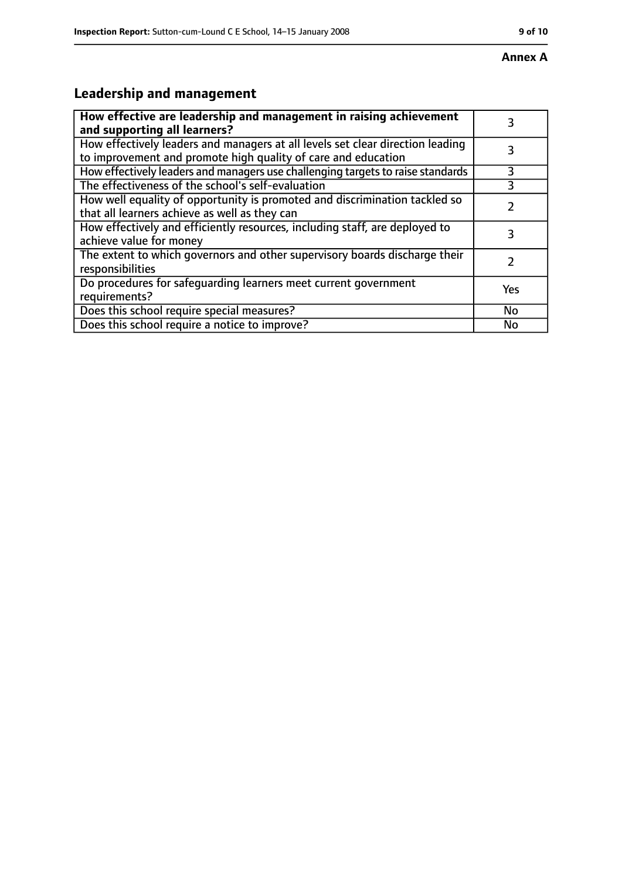**Annex A**

## Leadership and management

| How effective are leadership and management in raising achievement and supporting all learners? | 3 |
|---|---|
| How effectively leaders and managers at all levels set clear direction leading to improvement and promote high quality of care and education | 3 |
| How effectively leaders and managers use challenging targets to raise standards | 3 |
| The effectiveness of the school's self-evaluation | 3 |
| How well equality of opportunity is promoted and discrimination tackled so that all learners achieve as well as they can | 2 |
| How effectively and efficiently resources, including staff, are deployed to achieve value for money | 3 |
| The extent to which governors and other supervisory boards discharge their responsibilities | 2 |
| Do procedures for safeguarding learners meet current government requirements? | Yes |
| Does this school require special measures? | No |
| Does this school require a notice to improve? | No |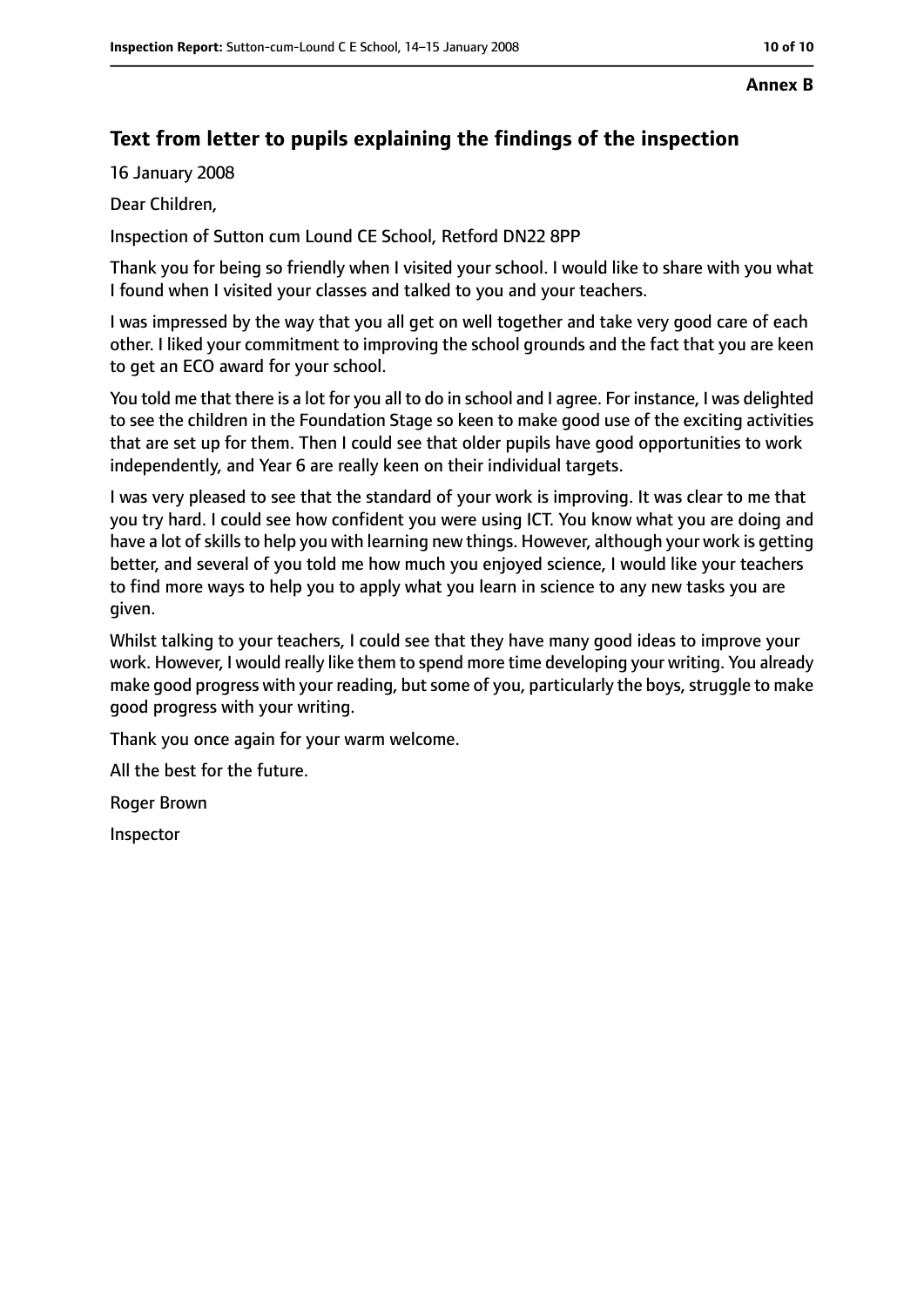**Annex B**

## Text from letter to pupils explaining the findings of the inspection

16 January 2008

Dear Children,

Inspection of Sutton cum Lound CE School, Retford DN22 8PP

Thank you for being so friendly when I visited your school. I would like to share with you what I found when I visited your classes and talked to you and your teachers.

I was impressed by the way that you all get on well together and take very good care of each other. I liked your commitment to improving the school grounds and the fact that you are keen to get an ECO award for your school.

You told me that there is a lot for you all to do in school and I agree. For instance, I was delighted to see the children in the Foundation Stage so keen to make good use of the exciting activities that are set up for them. Then I could see that older pupils have good opportunities to work independently, and Year 6 are really keen on their individual targets.

I was very pleased to see that the standard of your work is improving. It was clear to me that you try hard. I could see how confident you were using ICT. You know what you are doing and have a lot of skills to help you with learning new things. However, although your work is getting better, and several of you told me how much you enjoyed science, I would like your teachers to find more ways to help you to apply what you learn in science to any new tasks you are given.

Whilst talking to your teachers, I could see that they have many good ideas to improve your work. However, I would really like them to spend more time developing your writing. You already make good progress with your reading, but some of you, particularly the boys, struggle to make good progress with your writing.

Thank you once again for your warm welcome.

All the best for the future.

Roger Brown

Inspector